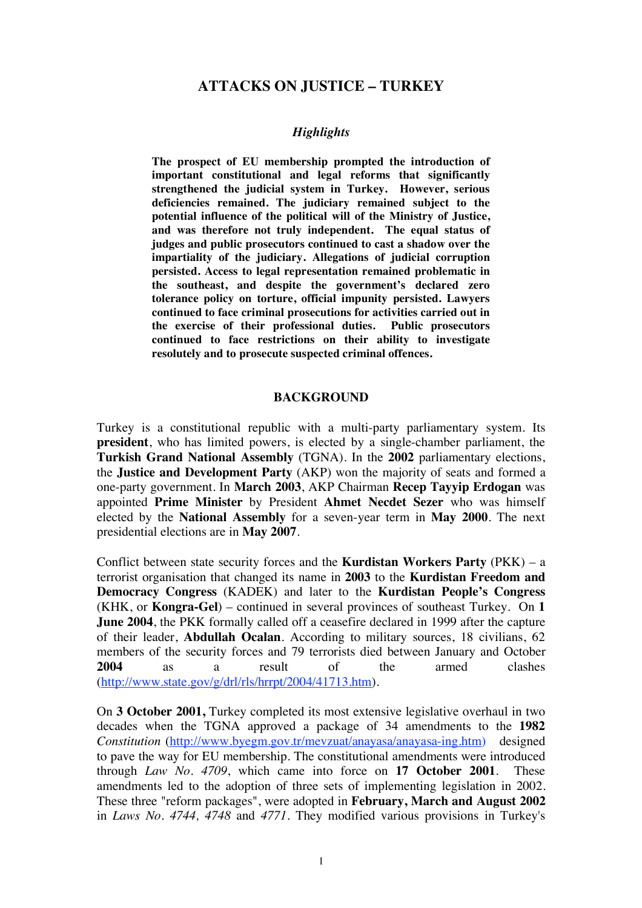# ATTACKS ON JUSTICE – TURKEY

### *Highlights*

**The prospect of EU membership prompted the introduction of important constitutional and legal reforms that significantly strengthened the judicial system in Turkey. However, serious deficiencies remained. The judiciary remained subject to the potential influence of the political will of the Ministry of Justice, and was therefore not truly independent. The equal status of judges and public prosecutors continued to cast a shadow over the impartiality of the judiciary. Allegations of judicial corruption persisted. Access to legal representation remained problematic in the southeast, and despite the government's declared zero tolerance policy on torture, official impunity persisted. Lawyers continued to face criminal prosecutions for activities carried out in the exercise of their professional duties. Public prosecutors continued to face restrictions on their ability to investigate resolutely and to prosecute suspected criminal offences.**

## BACKGROUND

Turkey is a constitutional republic with a multi-party parliamentary system. Its **president**, who has limited powers, is elected by a single-chamber parliament, the **Turkish Grand National Assembly** (TGNA). In the **2002** parliamentary elections, the **Justice and Development Party** (AKP) won the majority of seats and formed a one-party government. In **March 2003**, AKP Chairman **Recep Tayyip Erdogan** was appointed **Prime Minister** by President **Ahmet Necdet Sezer** who was himself elected by the **National Assembly** for a seven-year term in **May 2000**. The next presidential elections are in **May 2007**.

Conflict between state security forces and the **Kurdistan Workers Party** (PKK) – a terrorist organisation that changed its name in **2003** to the **Kurdistan Freedom and Democracy Congress** (KADEK) and later to the **Kurdistan People's Congress** (KHK, or **Kongra-Gel**) – continued in several provinces of southeast Turkey. On **1 June 2004**, the PKK formally called off a ceasefire declared in 1999 after the capture of their leader, **Abdullah Ocalan**. According to military sources, 18 civilians, 62 members of the security forces and 79 terrorists died between January and October **2004** as a result of the armed clashes (http://www.state.gov/g/drl/rls/hrrpt/2004/41713.htm).

On **3 October 2001,** Turkey completed its most extensive legislative overhaul in two decades when the TGNA approved a package of 34 amendments to the **1982** *Constitution* (http://www.byegm.gov.tr/mevzuat/anayasa/anayasa-ing.htm) designed to pave the way for EU membership. The constitutional amendments were introduced through *Law No. 4709*, which came into force on **17 October 2001**. These amendments led to the adoption of three sets of implementing legislation in 2002. These three "reform packages", were adopted in **February, March and August 2002** in *Laws No. 4744, 4748* and *4771*. They modified various provisions in Turkey's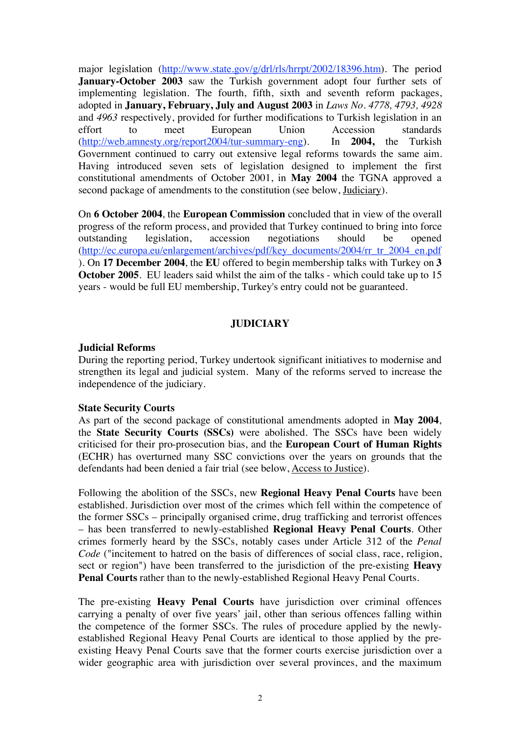major legislation (http://www.state.gov/g/drl/rls/hrrpt/2002/18396.htm). The period **January-October 2003** saw the Turkish government adopt four further sets of implementing legislation. The fourth, fifth, sixth and seventh reform packages, adopted in **January, February, July and August 2003** in *Laws No. 4778, 4793, 4928* and *4963* respectively, provided for further modifications to Turkish legislation in an effort to meet European Union Accession standards (http://web.amnesty.org/report2004/tur-summary-eng). In **2004,** the Turkish Government continued to carry out extensive legal reforms towards the same aim. Having introduced seven sets of legislation designed to implement the first constitutional amendments of October 2001, in **May 2004** the TGNA approved a second package of amendments to the constitution (see below, Judiciary).

On **6 October 2004**, the **European Commission** concluded that in view of the overall progress of the reform process, and provided that Turkey continued to bring into force outstanding legislation, accession negotiations should be opened (http://ec.europa.eu/enlargement/archives/pdf/key_documents/2004/rr_tr_2004_en.pdf). On **17 December 2004**, the **EU** offered to begin membership talks with Turkey on **3 October 2005**. EU leaders said whilst the aim of the talks - which could take up to 15 years - would be full EU membership, Turkey's entry could not be guaranteed.

## JUDICIARY

### Judicial Reforms

During the reporting period, Turkey undertook significant initiatives to modernise and strengthen its legal and judicial system. Many of the reforms served to increase the independence of the judiciary.

### State Security Courts

As part of the second package of constitutional amendments adopted in **May 2004**, the **State Security Courts (SSCs)** were abolished. The SSCs have been widely criticised for their pro-prosecution bias, and the **European Court of Human Rights** (ECHR) has overturned many SSC convictions over the years on grounds that the defendants had been denied a fair trial (see below, Access to Justice).

Following the abolition of the SSCs, new **Regional Heavy Penal Courts** have been established. Jurisdiction over most of the crimes which fell within the competence of the former SSCs – principally organised crime, drug trafficking and terrorist offences – has been transferred to newly-established **Regional Heavy Penal Courts**. Other crimes formerly heard by the SSCs, notably cases under Article 312 of the *Penal Code* ("incitement to hatred on the basis of differences of social class, race, religion, sect or region") have been transferred to the jurisdiction of the pre-existing **Heavy Penal Courts** rather than to the newly-established Regional Heavy Penal Courts.

The pre-existing **Heavy Penal Courts** have jurisdiction over criminal offences carrying a penalty of over five years' jail, other than serious offences falling within the competence of the former SSCs. The rules of procedure applied by the newly-established Regional Heavy Penal Courts are identical to those applied by the pre-existing Heavy Penal Courts save that the former courts exercise jurisdiction over a wider geographic area with jurisdiction over several provinces, and the maximum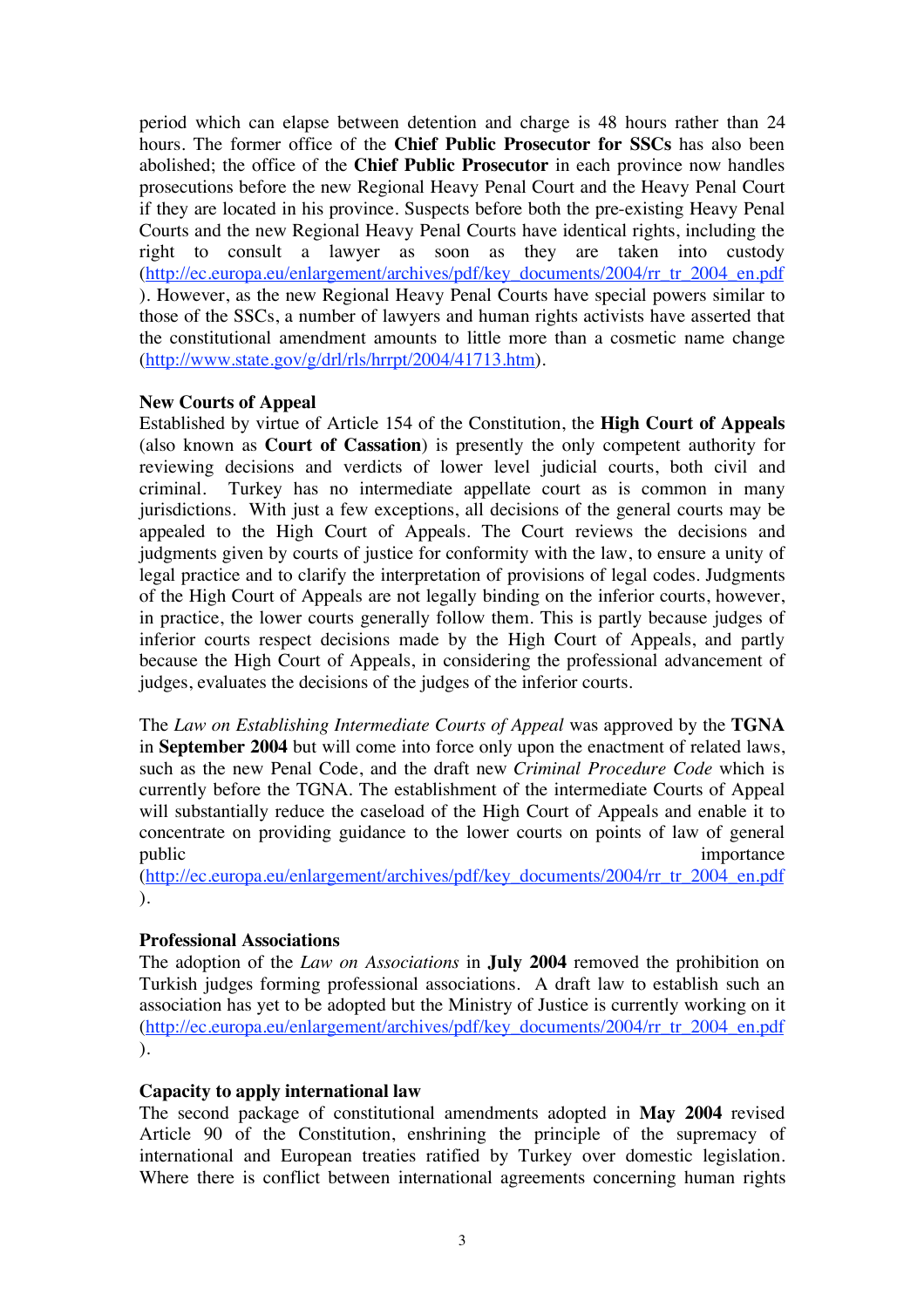period which can elapse between detention and charge is 48 hours rather than 24 hours. The former office of the **Chief Public Prosecutor for SSCs** has also been abolished; the office of the **Chief Public Prosecutor** in each province now handles prosecutions before the new Regional Heavy Penal Court and the Heavy Penal Court if they are located in his province. Suspects before both the pre-existing Heavy Penal Courts and the new Regional Heavy Penal Courts have identical rights, including the right to consult a lawyer as soon as they are taken into custody (http://ec.europa.eu/enlargement/archives/pdf/key_documents/2004/rr_tr_2004_en.pdf). However, as the new Regional Heavy Penal Courts have special powers similar to those of the SSCs, a number of lawyers and human rights activists have asserted that the constitutional amendment amounts to little more than a cosmetic name change (http://www.state.gov/g/drl/rls/hrrpt/2004/41713.htm).

**New Courts of Appeal**

Established by virtue of Article 154 of the Constitution, the **High Court of Appeals** (also known as **Court of Cassation**) is presently the only competent authority for reviewing decisions and verdicts of lower level judicial courts, both civil and criminal. Turkey has no intermediate appellate court as is common in many jurisdictions. With just a few exceptions, all decisions of the general courts may be appealed to the High Court of Appeals. The Court reviews the decisions and judgments given by courts of justice for conformity with the law, to ensure a unity of legal practice and to clarify the interpretation of provisions of legal codes. Judgments of the High Court of Appeals are not legally binding on the inferior courts, however, in practice, the lower courts generally follow them. This is partly because judges of inferior courts respect decisions made by the High Court of Appeals, and partly because the High Court of Appeals, in considering the professional advancement of judges, evaluates the decisions of the judges of the inferior courts.

The *Law on Establishing Intermediate Courts of Appeal* was approved by the **TGNA** in **September 2004** but will come into force only upon the enactment of related laws, such as the new Penal Code, and the draft new *Criminal Procedure Code* which is currently before the TGNA. The establishment of the intermediate Courts of Appeal will substantially reduce the caseload of the High Court of Appeals and enable it to concentrate on providing guidance to the lower courts on points of law of general public importance (http://ec.europa.eu/enlargement/archives/pdf/key_documents/2004/rr_tr_2004_en.pdf).

**Professional Associations**

The adoption of the *Law on Associations* in **July 2004** removed the prohibition on Turkish judges forming professional associations. A draft law to establish such an association has yet to be adopted but the Ministry of Justice is currently working on it (http://ec.europa.eu/enlargement/archives/pdf/key_documents/2004/rr_tr_2004_en.pdf).

**Capacity to apply international law**

The second package of constitutional amendments adopted in **May 2004** revised Article 90 of the Constitution, enshrining the principle of the supremacy of international and European treaties ratified by Turkey over domestic legislation. Where there is conflict between international agreements concerning human rights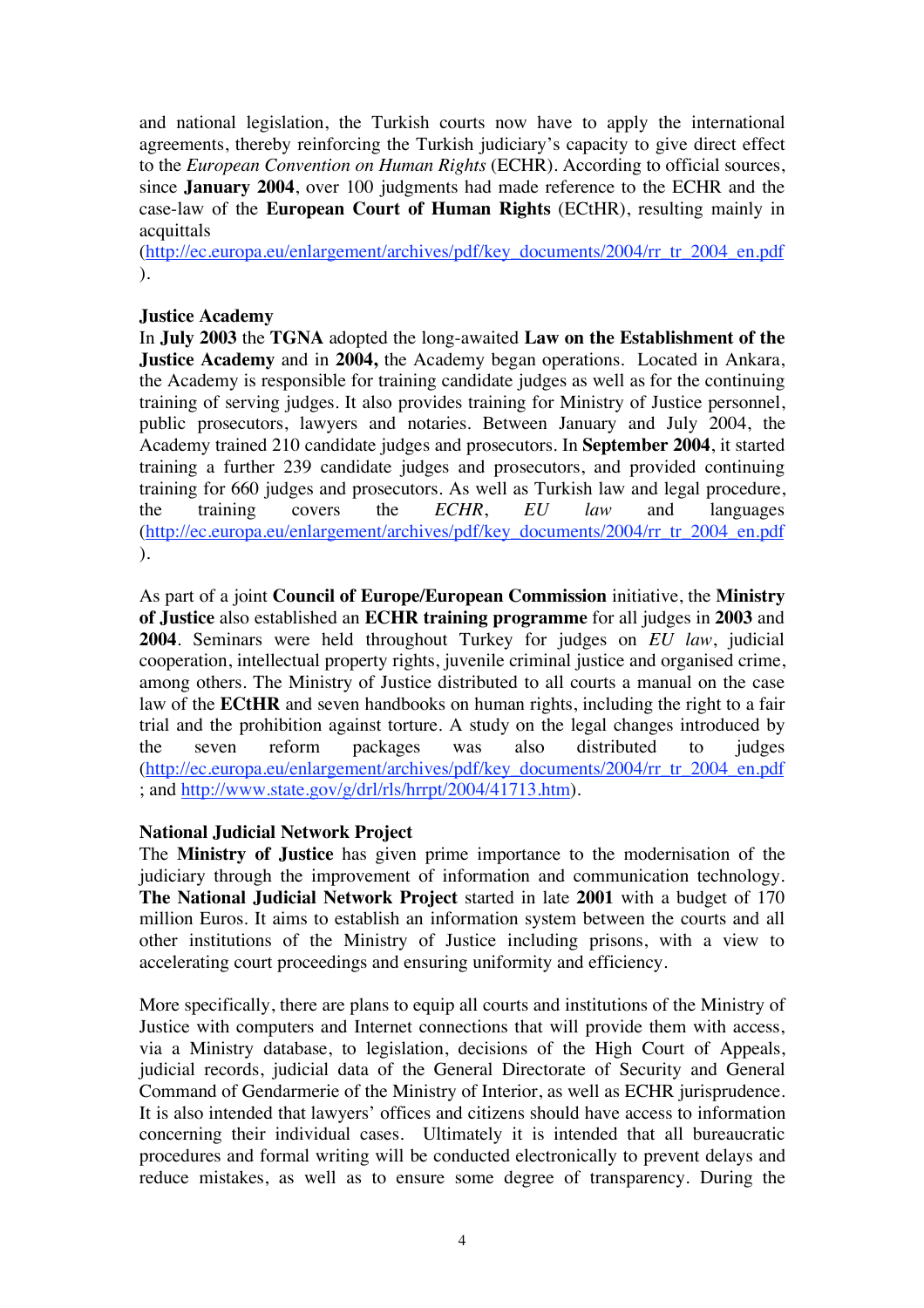and national legislation, the Turkish courts now have to apply the international agreements, thereby reinforcing the Turkish judiciary's capacity to give direct effect to the *European Convention on Human Rights* (ECHR). According to official sources, since **January 2004**, over 100 judgments had made reference to the ECHR and the case-law of the **European Court of Human Rights** (ECtHR), resulting mainly in acquittals (http://ec.europa.eu/enlargement/archives/pdf/key_documents/2004/rr_tr_2004_en.pdf).

**Justice Academy**

In **July 2003** the **TGNA** adopted the long-awaited **Law on the Establishment of the Justice Academy** and in **2004,** the Academy began operations. Located in Ankara, the Academy is responsible for training candidate judges as well as for the continuing training of serving judges. It also provides training for Ministry of Justice personnel, public prosecutors, lawyers and notaries. Between January and July 2004, the Academy trained 210 candidate judges and prosecutors. In **September 2004**, it started training a further 239 candidate judges and prosecutors, and provided continuing training for 660 judges and prosecutors. As well as Turkish law and legal procedure, the training covers the *ECHR*, *EU law* and languages (http://ec.europa.eu/enlargement/archives/pdf/key_documents/2004/rr_tr_2004_en.pdf).

As part of a joint **Council of Europe/European Commission** initiative, the **Ministry of Justice** also established an **ECHR training programme** for all judges in **2003** and **2004**. Seminars were held throughout Turkey for judges on *EU law*, judicial cooperation, intellectual property rights, juvenile criminal justice and organised crime, among others. The Ministry of Justice distributed to all courts a manual on the case law of the **ECtHR** and seven handbooks on human rights, including the right to a fair trial and the prohibition against torture. A study on the legal changes introduced by the seven reform packages was also distributed to judges (http://ec.europa.eu/enlargement/archives/pdf/key_documents/2004/rr_tr_2004_en.pdf; and http://www.state.gov/g/drl/rls/hrrpt/2004/41713.htm).

**National Judicial Network Project**

The **Ministry of Justice** has given prime importance to the modernisation of the judiciary through the improvement of information and communication technology. **The National Judicial Network Project** started in late **2001** with a budget of 170 million Euros. It aims to establish an information system between the courts and all other institutions of the Ministry of Justice including prisons, with a view to accelerating court proceedings and ensuring uniformity and efficiency.

More specifically, there are plans to equip all courts and institutions of the Ministry of Justice with computers and Internet connections that will provide them with access, via a Ministry database, to legislation, decisions of the High Court of Appeals, judicial records, judicial data of the General Directorate of Security and General Command of Gendarmerie of the Ministry of Interior, as well as ECHR jurisprudence. It is also intended that lawyers' offices and citizens should have access to information concerning their individual cases. Ultimately it is intended that all bureaucratic procedures and formal writing will be conducted electronically to prevent delays and reduce mistakes, as well as to ensure some degree of transparency. During the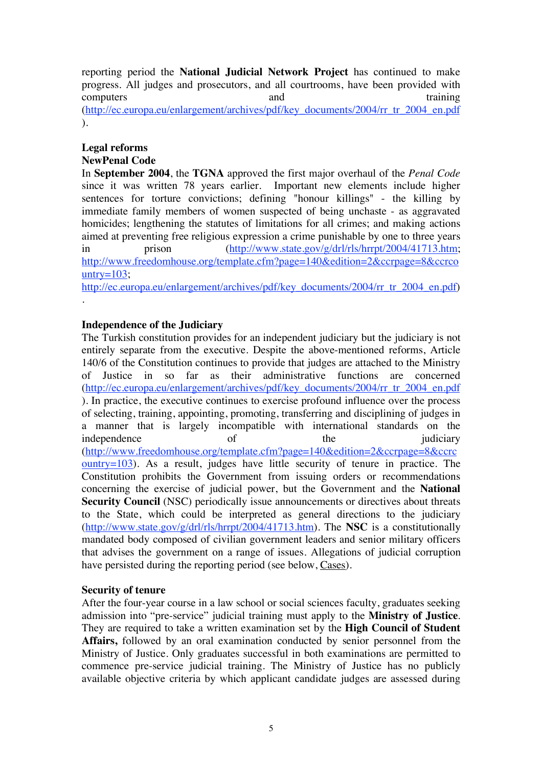reporting period the **National Judicial Network Project** has continued to make progress. All judges and prosecutors, and all courtrooms, have been provided with computers and training (http://ec.europa.eu/enlargement/archives/pdf/key_documents/2004/rr_tr_2004_en.pdf).

**Legal reforms**

**NewPenal Code**

In **September 2004**, the **TGNA** approved the first major overhaul of the *Penal Code* since it was written 78 years earlier. Important new elements include higher sentences for torture convictions; defining "honour killings" - the killing by immediate family members of women suspected of being unchaste - as aggravated homicides; lengthening the statutes of limitations for all crimes; and making actions aimed at preventing free religious expression a crime punishable by one to three years in prison (http://www.state.gov/g/drl/rls/hrrpt/2004/41713.htm; http://www.freedomhouse.org/template.cfm?page=140&edition=2&ccrpage=8&ccrcountry=103; http://ec.europa.eu/enlargement/archives/pdf/key_documents/2004/rr_tr_2004_en.pdf).

**Independence of the Judiciary**

The Turkish constitution provides for an independent judiciary but the judiciary is not entirely separate from the executive. Despite the above-mentioned reforms, Article 140/6 of the Constitution continues to provide that judges are attached to the Ministry of Justice in so far as their administrative functions are concerned (http://ec.europa.eu/enlargement/archives/pdf/key_documents/2004/rr_tr_2004_en.pdf). In practice, the executive continues to exercise profound influence over the process of selecting, training, appointing, promoting, transferring and disciplining of judges in a manner that is largely incompatible with international standards on the independence of the judiciary (http://www.freedomhouse.org/template.cfm?page=140&edition=2&ccrpage=8&ccrcountry=103). As a result, judges have little security of tenure in practice. The Constitution prohibits the Government from issuing orders or recommendations concerning the exercise of judicial power, but the Government and the **National Security Council** (NSC) periodically issue announcements or directives about threats to the State, which could be interpreted as general directions to the judiciary (http://www.state.gov/g/drl/rls/hrrpt/2004/41713.htm). The **NSC** is a constitutionally mandated body composed of civilian government leaders and senior military officers that advises the government on a range of issues. Allegations of judicial corruption have persisted during the reporting period (see below, Cases).

**Security of tenure**

After the four-year course in a law school or social sciences faculty, graduates seeking admission into "pre-service" judicial training must apply to the **Ministry of Justice**. They are required to take a written examination set by the **High Council of Student Affairs,** followed by an oral examination conducted by senior personnel from the Ministry of Justice. Only graduates successful in both examinations are permitted to commence pre-service judicial training. The Ministry of Justice has no publicly available objective criteria by which applicant candidate judges are assessed during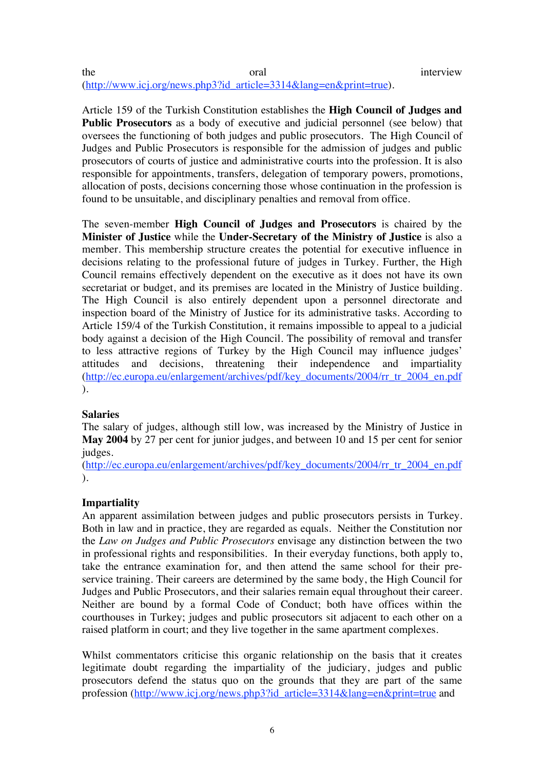the oral interview (http://www.icj.org/news.php3?id_article=3314&lang=en&print=true).

Article 159 of the Turkish Constitution establishes the **High Council of Judges and Public Prosecutors** as a body of executive and judicial personnel (see below) that oversees the functioning of both judges and public prosecutors. The High Council of Judges and Public Prosecutors is responsible for the admission of judges and public prosecutors of courts of justice and administrative courts into the profession. It is also responsible for appointments, transfers, delegation of temporary powers, promotions, allocation of posts, decisions concerning those whose continuation in the profession is found to be unsuitable, and disciplinary penalties and removal from office.

The seven-member **High Council of Judges and Prosecutors** is chaired by the **Minister of Justice** while the **Under-Secretary of the Ministry of Justice** is also a member. This membership structure creates the potential for executive influence in decisions relating to the professional future of judges in Turkey. Further, the High Council remains effectively dependent on the executive as it does not have its own secretariat or budget, and its premises are located in the Ministry of Justice building. The High Council is also entirely dependent upon a personnel directorate and inspection board of the Ministry of Justice for its administrative tasks. According to Article 159/4 of the Turkish Constitution, it remains impossible to appeal to a judicial body against a decision of the High Council. The possibility of removal and transfer to less attractive regions of Turkey by the High Council may influence judges' attitudes and decisions, threatening their independence and impartiality (http://ec.europa.eu/enlargement/archives/pdf/key_documents/2004/rr_tr_2004_en.pdf).

**Salaries**

The salary of judges, although still low, was increased by the Ministry of Justice in **May 2004** by 27 per cent for junior judges, and between 10 and 15 per cent for senior judges.
(http://ec.europa.eu/enlargement/archives/pdf/key_documents/2004/rr_tr_2004_en.pdf).

**Impartiality**

An apparent assimilation between judges and public prosecutors persists in Turkey. Both in law and in practice, they are regarded as equals. Neither the Constitution nor the *Law on Judges and Public Prosecutors* envisage any distinction between the two in professional rights and responsibilities. In their everyday functions, both apply to, take the entrance examination for, and then attend the same school for their pre-service training. Their careers are determined by the same body, the High Council for Judges and Public Prosecutors, and their salaries remain equal throughout their career. Neither are bound by a formal Code of Conduct; both have offices within the courthouses in Turkey; judges and public prosecutors sit adjacent to each other on a raised platform in court; and they live together in the same apartment complexes.

Whilst commentators criticise this organic relationship on the basis that it creates legitimate doubt regarding the impartiality of the judiciary, judges and public prosecutors defend the status quo on the grounds that they are part of the same profession (http://www.icj.org/news.php3?id_article=3314&lang=en&print=true and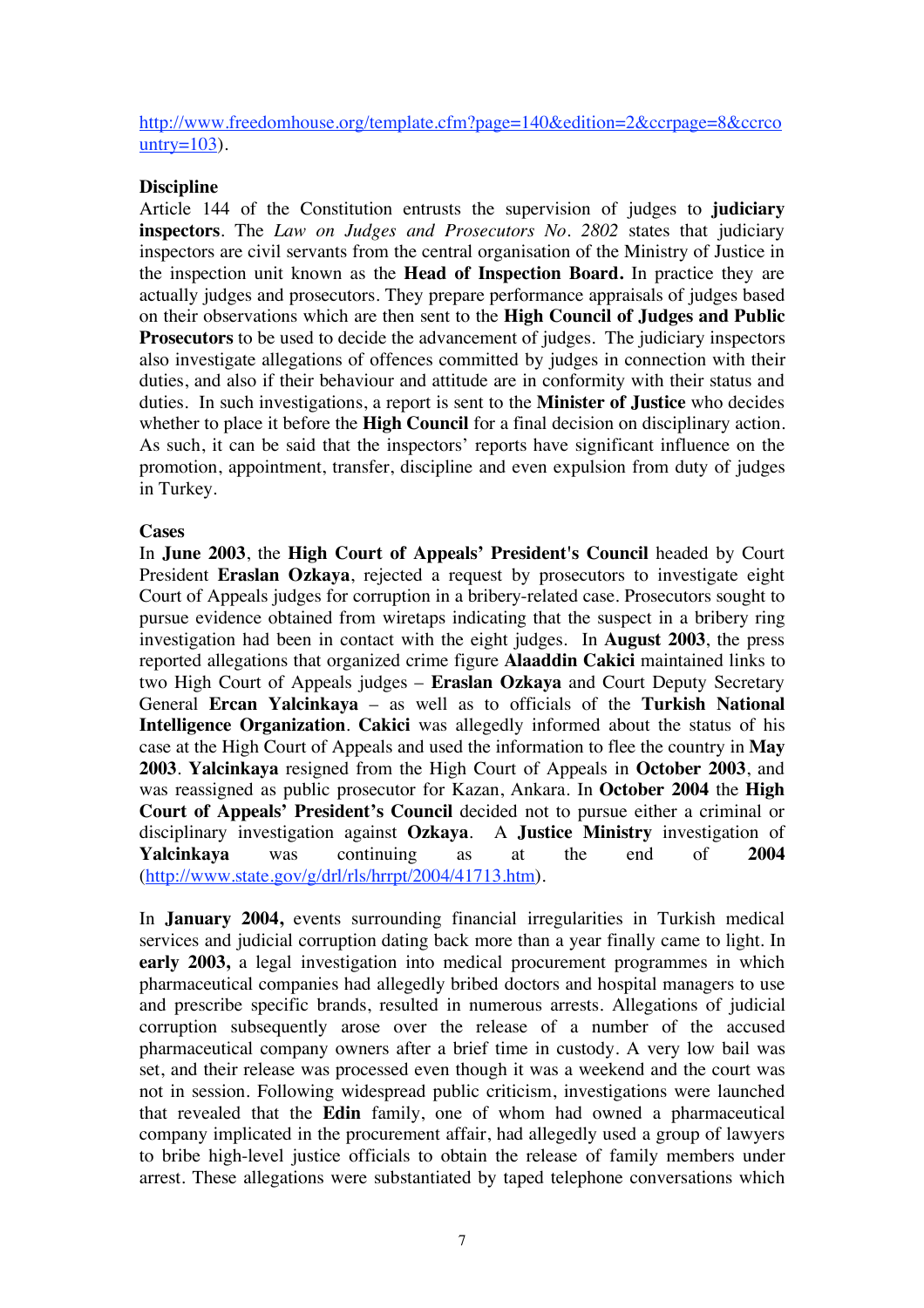http://www.freedomhouse.org/template.cfm?page=140&edition=2&ccrpage=8&ccrcountry=103).

**Discipline**

Article 144 of the Constitution entrusts the supervision of judges to **judiciary inspectors**. The *Law on Judges and Prosecutors No. 2802* states that judiciary inspectors are civil servants from the central organisation of the Ministry of Justice in the inspection unit known as the **Head of Inspection Board.** In practice they are actually judges and prosecutors. They prepare performance appraisals of judges based on their observations which are then sent to the **High Council of Judges and Public Prosecutors** to be used to decide the advancement of judges. The judiciary inspectors also investigate allegations of offences committed by judges in connection with their duties, and also if their behaviour and attitude are in conformity with their status and duties. In such investigations, a report is sent to the **Minister of Justice** who decides whether to place it before the **High Council** for a final decision on disciplinary action. As such, it can be said that the inspectors' reports have significant influence on the promotion, appointment, transfer, discipline and even expulsion from duty of judges in Turkey.

**Cases**

In **June 2003**, the **High Court of Appeals' President's Council** headed by Court President **Eraslan Ozkaya**, rejected a request by prosecutors to investigate eight Court of Appeals judges for corruption in a bribery-related case. Prosecutors sought to pursue evidence obtained from wiretaps indicating that the suspect in a bribery ring investigation had been in contact with the eight judges. In **August 2003**, the press reported allegations that organized crime figure **Alaaddin Cakici** maintained links to two High Court of Appeals judges – **Eraslan Ozkaya** and Court Deputy Secretary General **Ercan Yalcinkaya** – as well as to officials of the **Turkish National Intelligence Organization**. **Cakici** was allegedly informed about the status of his case at the High Court of Appeals and used the information to flee the country in **May 2003**. **Yalcinkaya** resigned from the High Court of Appeals in **October 2003**, and was reassigned as public prosecutor for Kazan, Ankara. In **October 2004** the **High Court of Appeals' President's Council** decided not to pursue either a criminal or disciplinary investigation against **Ozkaya**. A **Justice Ministry** investigation of **Yalcinkaya** was continuing as at the end of **2004** (http://www.state.gov/g/drl/rls/hrrpt/2004/41713.htm).

In **January 2004,** events surrounding financial irregularities in Turkish medical services and judicial corruption dating back more than a year finally came to light. In **early 2003,** a legal investigation into medical procurement programmes in which pharmaceutical companies had allegedly bribed doctors and hospital managers to use and prescribe specific brands, resulted in numerous arrests. Allegations of judicial corruption subsequently arose over the release of a number of the accused pharmaceutical company owners after a brief time in custody. A very low bail was set, and their release was processed even though it was a weekend and the court was not in session. Following widespread public criticism, investigations were launched that revealed that the **Edin** family, one of whom had owned a pharmaceutical company implicated in the procurement affair, had allegedly used a group of lawyers to bribe high-level justice officials to obtain the release of family members under arrest. These allegations were substantiated by taped telephone conversations which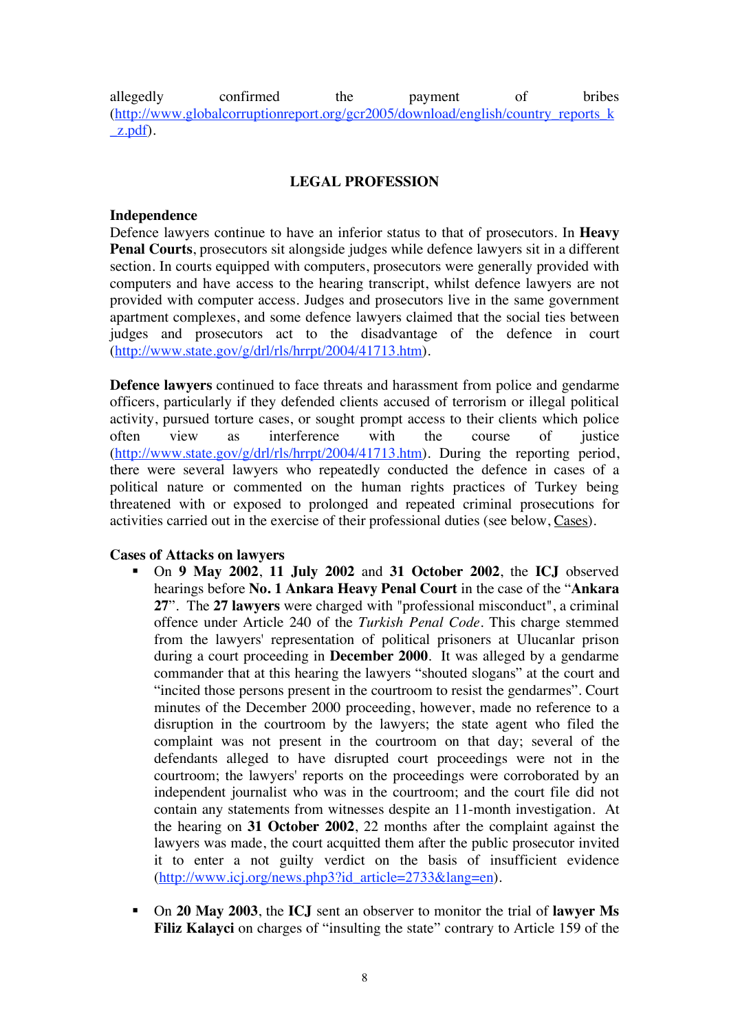allegedly confirmed the payment of bribes (http://www.globalcorruptionreport.org/gcr2005/download/english/country_reports_kz.pdf).

## LEGAL PROFESSION

### Independence

Defence lawyers continue to have an inferior status to that of prosecutors. In **Heavy Penal Courts**, prosecutors sit alongside judges while defence lawyers sit in a different section. In courts equipped with computers, prosecutors were generally provided with computers and have access to the hearing transcript, whilst defence lawyers are not provided with computer access. Judges and prosecutors live in the same government apartment complexes, and some defence lawyers claimed that the social ties between judges and prosecutors act to the disadvantage of the defence in court (http://www.state.gov/g/drl/rls/hrrpt/2004/41713.htm).

**Defence lawyers** continued to face threats and harassment from police and gendarme officers, particularly if they defended clients accused of terrorism or illegal political activity, pursued torture cases, or sought prompt access to their clients which police often view as interference with the course of justice (http://www.state.gov/g/drl/rls/hrrpt/2004/41713.htm). During the reporting period, there were several lawyers who repeatedly conducted the defence in cases of a political nature or commented on the human rights practices of Turkey being threatened with or exposed to prolonged and repeated criminal prosecutions for activities carried out in the exercise of their professional duties (see below, Cases).

### Cases of Attacks on lawyers

- On **9 May 2002**, **11 July 2002** and **31 October 2002**, the **ICJ** observed hearings before **No. 1 Ankara Heavy Penal Court** in the case of the "**Ankara 27**". The **27 lawyers** were charged with "professional misconduct", a criminal offence under Article 240 of the *Turkish Penal Code*. This charge stemmed from the lawyers' representation of political prisoners at Ulucanlar prison during a court proceeding in **December 2000**. It was alleged by a gendarme commander that at this hearing the lawyers "shouted slogans" at the court and "incited those persons present in the courtroom to resist the gendarmes". Court minutes of the December 2000 proceeding, however, made no reference to a disruption in the courtroom by the lawyers; the state agent who filed the complaint was not present in the courtroom on that day; several of the defendants alleged to have disrupted court proceedings were not in the courtroom; the lawyers' reports on the proceedings were corroborated by an independent journalist who was in the courtroom; and the court file did not contain any statements from witnesses despite an 11-month investigation. At the hearing on **31 October 2002**, 22 months after the complaint against the lawyers was made, the court acquitted them after the public prosecutor invited it to enter a not guilty verdict on the basis of insufficient evidence (http://www.icj.org/news.php3?id_article=2733&lang=en).

- On **20 May 2003**, the **ICJ** sent an observer to monitor the trial of **lawyer Ms Filiz Kalayci** on charges of "insulting the state" contrary to Article 159 of the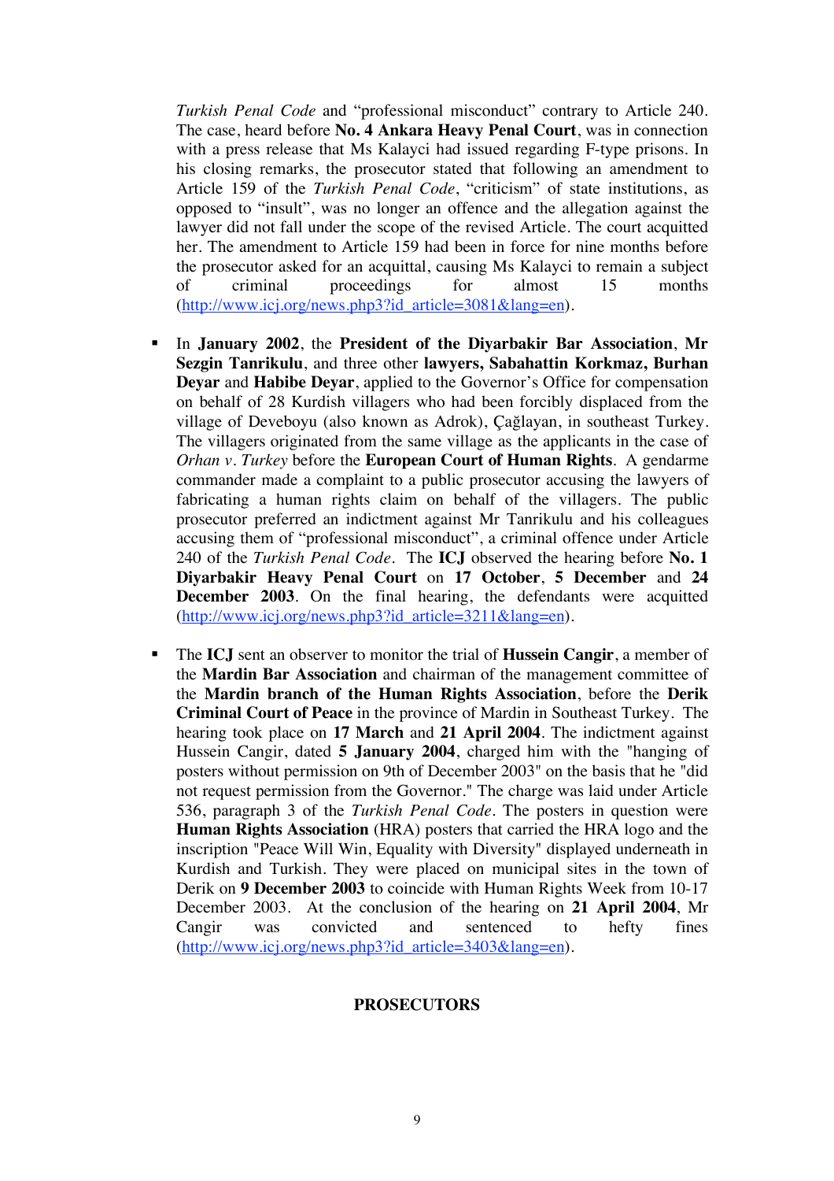*Turkish Penal Code* and "professional misconduct" contrary to Article 240. The case, heard before **No. 4 Ankara Heavy Penal Court**, was in connection with a press release that Ms Kalayci had issued regarding F-type prisons. In his closing remarks, the prosecutor stated that following an amendment to Article 159 of the *Turkish Penal Code*, "criticism" of state institutions, as opposed to "insult", was no longer an offence and the allegation against the lawyer did not fall under the scope of the revised Article. The court acquitted her. The amendment to Article 159 had been in force for nine months before the prosecutor asked for an acquittal, causing Ms Kalayci to remain a subject of criminal proceedings for almost 15 months (http://www.icj.org/news.php3?id_article=3081&lang=en).

- In **January 2002**, the **President of the Diyarbakir Bar Association**, **Mr Sezgin Tanrikulu**, and three other **lawyers, Sabahattin Korkmaz, Burhan Deyar** and **Habibe Deyar**, applied to the Governor's Office for compensation on behalf of 28 Kurdish villagers who had been forcibly displaced from the village of Deveboyu (also known as Adrok), Çağlayan, in southeast Turkey. The villagers originated from the same village as the applicants in the case of *Orhan v. Turkey* before the **European Court of Human Rights**. A gendarme commander made a complaint to a public prosecutor accusing the lawyers of fabricating a human rights claim on behalf of the villagers. The public prosecutor preferred an indictment against Mr Tanrikulu and his colleagues accusing them of "professional misconduct", a criminal offence under Article 240 of the *Turkish Penal Code*. The **ICJ** observed the hearing before **No. 1 Diyarbakir Heavy Penal Court** on **17 October**, **5 December** and **24 December 2003**. On the final hearing, the defendants were acquitted (http://www.icj.org/news.php3?id_article=3211&lang=en).

- The **ICJ** sent an observer to monitor the trial of **Hussein Cangir**, a member of the **Mardin Bar Association** and chairman of the management committee of the **Mardin branch of the Human Rights Association**, before the **Derik Criminal Court of Peace** in the province of Mardin in Southeast Turkey. The hearing took place on **17 March** and **21 April 2004**. The indictment against Hussein Cangir, dated **5 January 2004**, charged him with the "hanging of posters without permission on 9th of December 2003" on the basis that he "did not request permission from the Governor." The charge was laid under Article 536, paragraph 3 of the *Turkish Penal Code*. The posters in question were **Human Rights Association** (HRA) posters that carried the HRA logo and the inscription "Peace Will Win, Equality with Diversity" displayed underneath in Kurdish and Turkish. They were placed on municipal sites in the town of Derik on **9 December 2003** to coincide with Human Rights Week from 10-17 December 2003. At the conclusion of the hearing on **21 April 2004**, Mr Cangir was convicted and sentenced to hefty fines (http://www.icj.org/news.php3?id_article=3403&lang=en).

## PROSECUTORS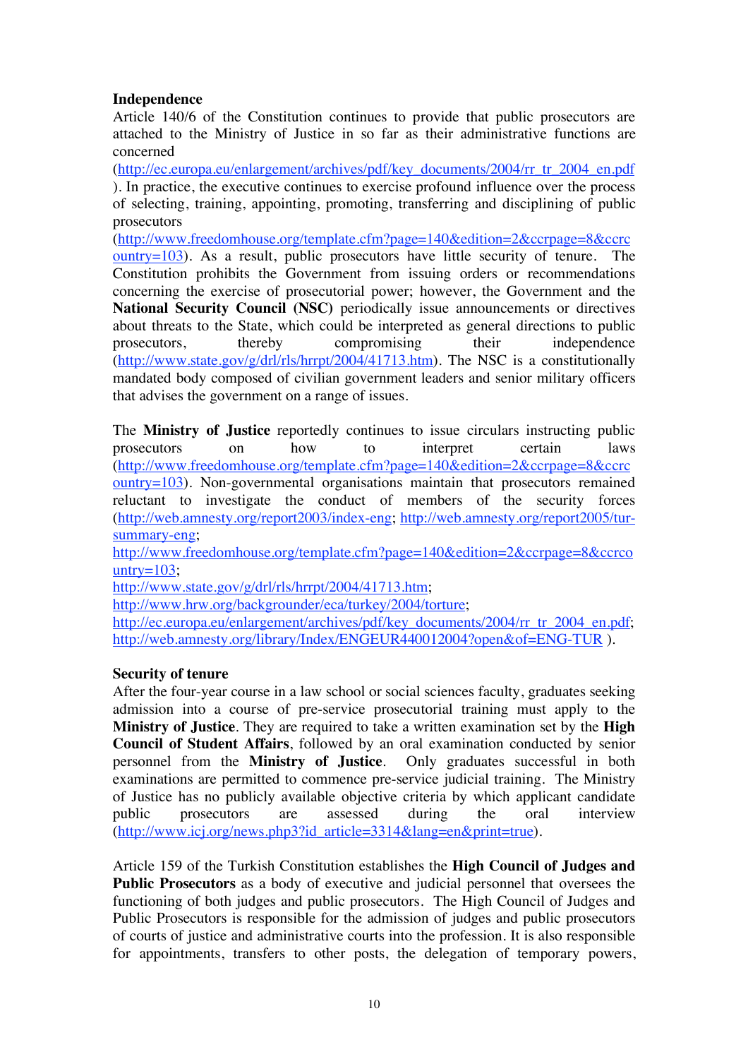**Independence**

Article 140/6 of the Constitution continues to provide that public prosecutors are attached to the Ministry of Justice in so far as their administrative functions are concerned (http://ec.europa.eu/enlargement/archives/pdf/key_documents/2004/rr_tr_2004_en.pdf). In practice, the executive continues to exercise profound influence over the process of selecting, training, appointing, promoting, transferring and disciplining of public prosecutors (http://www.freedomhouse.org/template.cfm?page=140&edition=2&ccrpage=8&ccrcountry=103). As a result, public prosecutors have little security of tenure. The Constitution prohibits the Government from issuing orders or recommendations concerning the exercise of prosecutorial power; however, the Government and the **National Security Council (NSC)** periodically issue announcements or directives about threats to the State, which could be interpreted as general directions to public prosecutors, thereby compromising their independence (http://www.state.gov/g/drl/rls/hrrpt/2004/41713.htm). The NSC is a constitutionally mandated body composed of civilian government leaders and senior military officers that advises the government on a range of issues.

The **Ministry of Justice** reportedly continues to issue circulars instructing public prosecutors on how to interpret certain laws (http://www.freedomhouse.org/template.cfm?page=140&edition=2&ccrpage=8&ccrcountry=103). Non-governmental organisations maintain that prosecutors remained reluctant to investigate the conduct of members of the security forces (http://web.amnesty.org/report2003/index-eng; http://web.amnesty.org/report2005/tur-summary-eng; http://www.freedomhouse.org/template.cfm?page=140&edition=2&ccrpage=8&ccrcountry=103; http://www.state.gov/g/drl/rls/hrrpt/2004/41713.htm; http://www.hrw.org/backgrounder/eca/turkey/2004/torture; http://ec.europa.eu/enlargement/archives/pdf/key_documents/2004/rr_tr_2004_en.pdf; http://web.amnesty.org/library/Index/ENGEUR440012004?open&of=ENG-TUR ).

**Security of tenure**

After the four-year course in a law school or social sciences faculty, graduates seeking admission into a course of pre-service prosecutorial training must apply to the **Ministry of Justice**. They are required to take a written examination set by the **High Council of Student Affairs**, followed by an oral examination conducted by senior personnel from the **Ministry of Justice**. Only graduates successful in both examinations are permitted to commence pre-service judicial training. The Ministry of Justice has no publicly available objective criteria by which applicant candidate public prosecutors are assessed during the oral interview (http://www.icj.org/news.php3?id_article=3314&lang=en&print=true).

Article 159 of the Turkish Constitution establishes the **High Council of Judges and Public Prosecutors** as a body of executive and judicial personnel that oversees the functioning of both judges and public prosecutors. The High Council of Judges and Public Prosecutors is responsible for the admission of judges and public prosecutors of courts of justice and administrative courts into the profession. It is also responsible for appointments, transfers to other posts, the delegation of temporary powers,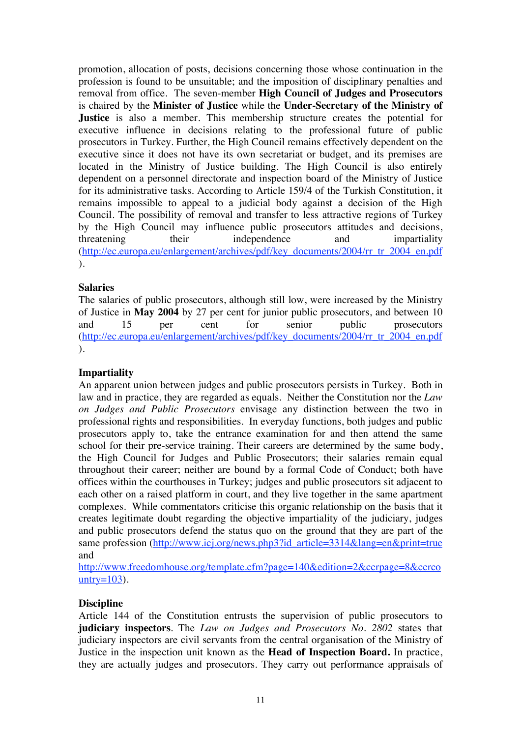promotion, allocation of posts, decisions concerning those whose continuation in the profession is found to be unsuitable; and the imposition of disciplinary penalties and removal from office. The seven-member **High Council of Judges and Prosecutors** is chaired by the **Minister of Justice** while the **Under-Secretary of the Ministry of Justice** is also a member. This membership structure creates the potential for executive influence in decisions relating to the professional future of public prosecutors in Turkey. Further, the High Council remains effectively dependent on the executive since it does not have its own secretariat or budget, and its premises are located in the Ministry of Justice building. The High Council is also entirely dependent on a personnel directorate and inspection board of the Ministry of Justice for its administrative tasks. According to Article 159/4 of the Turkish Constitution, it remains impossible to appeal to a judicial body against a decision of the High Council. The possibility of removal and transfer to less attractive regions of Turkey by the High Council may influence public prosecutors attitudes and decisions, threatening their independence and impartiality (http://ec.europa.eu/enlargement/archives/pdf/key_documents/2004/rr_tr_2004_en.pdf).

### Salaries

The salaries of public prosecutors, although still low, were increased by the Ministry of Justice in **May 2004** by 27 per cent for junior public prosecutors, and between 10 and 15 per cent for senior public prosecutors (http://ec.europa.eu/enlargement/archives/pdf/key_documents/2004/rr_tr_2004_en.pdf).

### Impartiality

An apparent union between judges and public prosecutors persists in Turkey. Both in law and in practice, they are regarded as equals. Neither the Constitution nor the *Law on Judges and Public Prosecutors* envisage any distinction between the two in professional rights and responsibilities. In everyday functions, both judges and public prosecutors apply to, take the entrance examination for and then attend the same school for their pre-service training. Their careers are determined by the same body, the High Council for Judges and Public Prosecutors; their salaries remain equal throughout their career; neither are bound by a formal Code of Conduct; both have offices within the courthouses in Turkey; judges and public prosecutors sit adjacent to each other on a raised platform in court, and they live together in the same apartment complexes. While commentators criticise this organic relationship on the basis that it creates legitimate doubt regarding the objective impartiality of the judiciary, judges and public prosecutors defend the status quo on the ground that they are part of the same profession (http://www.icj.org/news.php3?id_article=3314&lang=en&print=true and http://www.freedomhouse.org/template.cfm?page=140&edition=2&ccrpage=8&ccrcountry=103).

### Discipline

Article 144 of the Constitution entrusts the supervision of public prosecutors to **judiciary inspectors**. The *Law on Judges and Prosecutors No. 2802* states that judiciary inspectors are civil servants from the central organisation of the Ministry of Justice in the inspection unit known as the **Head of Inspection Board.** In practice, they are actually judges and prosecutors. They carry out performance appraisals of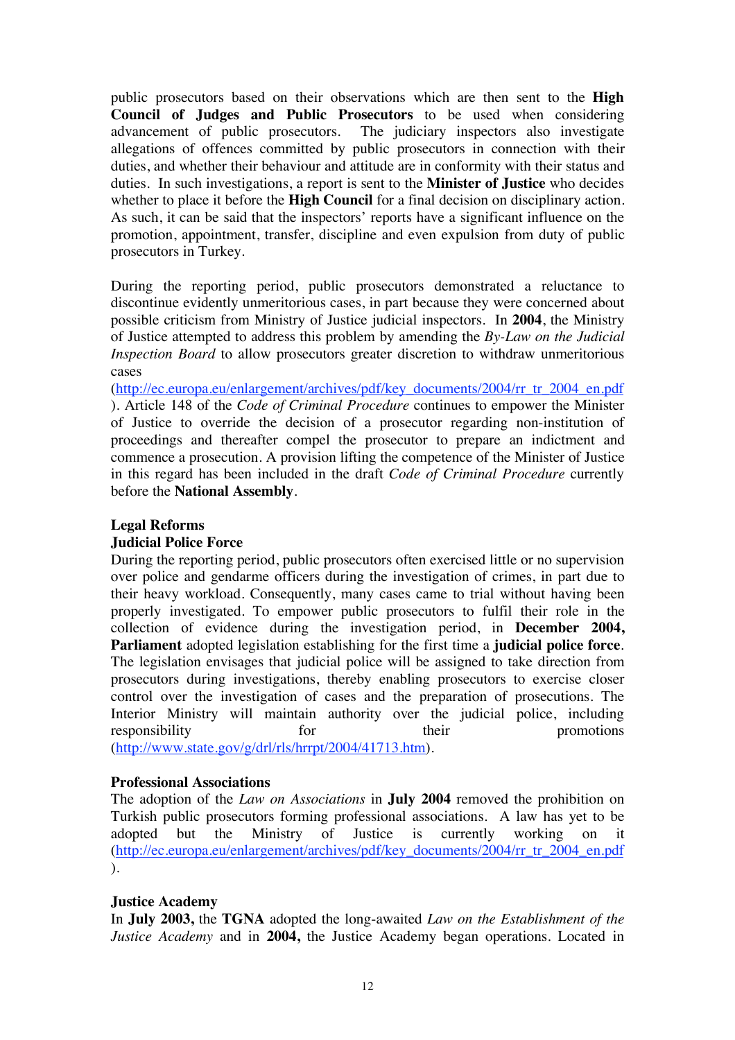public prosecutors based on their observations which are then sent to the **High Council of Judges and Public Prosecutors** to be used when considering advancement of public prosecutors. The judiciary inspectors also investigate allegations of offences committed by public prosecutors in connection with their duties, and whether their behaviour and attitude are in conformity with their status and duties. In such investigations, a report is sent to the **Minister of Justice** who decides whether to place it before the **High Council** for a final decision on disciplinary action. As such, it can be said that the inspectors' reports have a significant influence on the promotion, appointment, transfer, discipline and even expulsion from duty of public prosecutors in Turkey.

During the reporting period, public prosecutors demonstrated a reluctance to discontinue evidently unmeritorious cases, in part because they were concerned about possible criticism from Ministry of Justice judicial inspectors. In **2004**, the Ministry of Justice attempted to address this problem by amending the *By-Law on the Judicial Inspection Board* to allow prosecutors greater discretion to withdraw unmeritorious cases (http://ec.europa.eu/enlargement/archives/pdf/key_documents/2004/rr_tr_2004_en.pdf ). Article 148 of the *Code of Criminal Procedure* continues to empower the Minister of Justice to override the decision of a prosecutor regarding non-institution of proceedings and thereafter compel the prosecutor to prepare an indictment and commence a prosecution. A provision lifting the competence of the Minister of Justice in this regard has been included in the draft *Code of Criminal Procedure* currently before the **National Assembly**.

## Legal Reforms

### Judicial Police Force

During the reporting period, public prosecutors often exercised little or no supervision over police and gendarme officers during the investigation of crimes, in part due to their heavy workload. Consequently, many cases came to trial without having been properly investigated. To empower public prosecutors to fulfil their role in the collection of evidence during the investigation period, in **December 2004, Parliament** adopted legislation establishing for the first time a **judicial police force**. The legislation envisages that judicial police will be assigned to take direction from prosecutors during investigations, thereby enabling prosecutors to exercise closer control over the investigation of cases and the preparation of prosecutions. The Interior Ministry will maintain authority over the judicial police, including responsibility for their promotions (http://www.state.gov/g/drl/rls/hrrpt/2004/41713.htm).

### Professional Associations

The adoption of the *Law on Associations* in **July 2004** removed the prohibition on Turkish public prosecutors forming professional associations. A law has yet to be adopted but the Ministry of Justice is currently working on it (http://ec.europa.eu/enlargement/archives/pdf/key_documents/2004/rr_tr_2004_en.pdf ).

### Justice Academy

In **July 2003,** the **TGNA** adopted the long-awaited *Law on the Establishment of the Justice Academy* and in **2004,** the Justice Academy began operations. Located in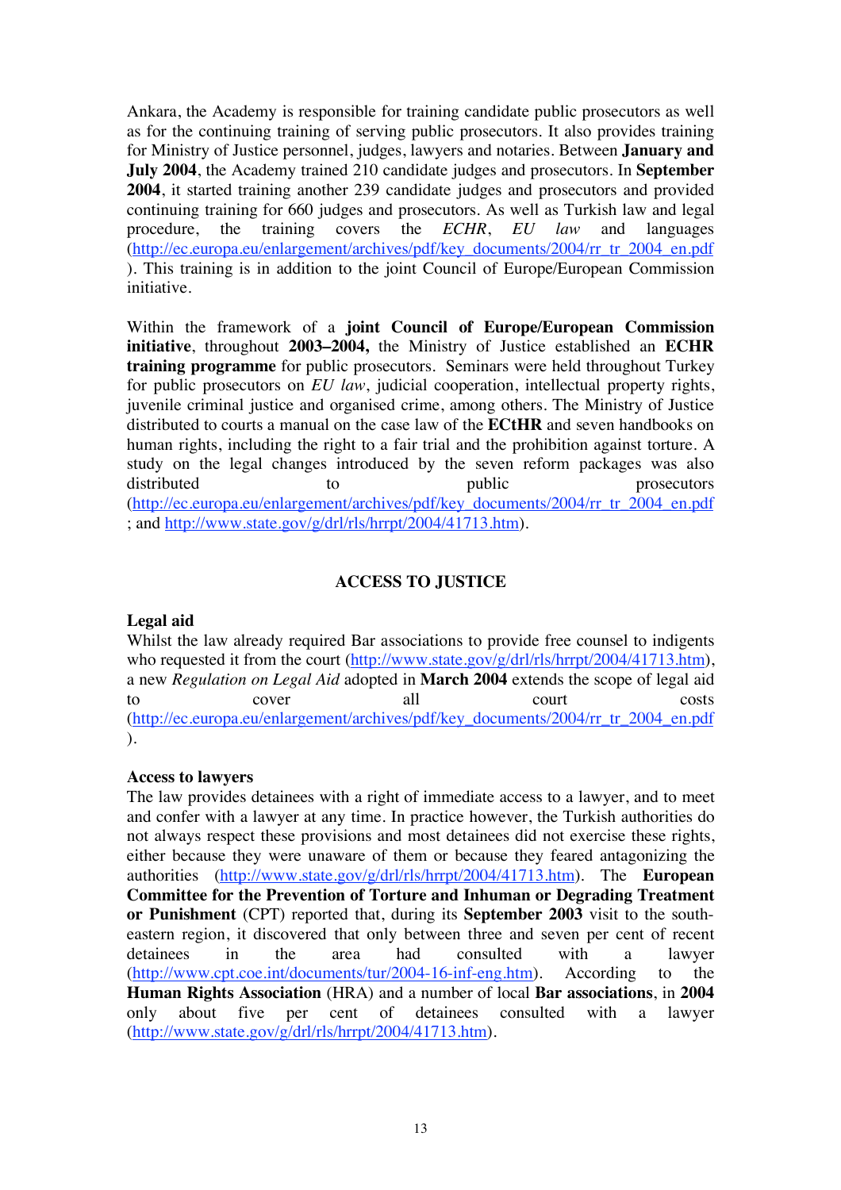Ankara, the Academy is responsible for training candidate public prosecutors as well as for the continuing training of serving public prosecutors. It also provides training for Ministry of Justice personnel, judges, lawyers and notaries. Between **January and July 2004**, the Academy trained 210 candidate judges and prosecutors. In **September 2004**, it started training another 239 candidate judges and prosecutors and provided continuing training for 660 judges and prosecutors. As well as Turkish law and legal procedure, the training covers the *ECHR*, *EU law* and languages (http://ec.europa.eu/enlargement/archives/pdf/key_documents/2004/rr_tr_2004_en.pdf). This training is in addition to the joint Council of Europe/European Commission initiative.

Within the framework of a **joint Council of Europe/European Commission initiative**, throughout **2003–2004,** the Ministry of Justice established an **ECHR training programme** for public prosecutors. Seminars were held throughout Turkey for public prosecutors on *EU law*, judicial cooperation, intellectual property rights, juvenile criminal justice and organised crime, among others. The Ministry of Justice distributed to courts a manual on the case law of the **ECtHR** and seven handbooks on human rights, including the right to a fair trial and the prohibition against torture. A study on the legal changes introduced by the seven reform packages was also distributed to public prosecutors (http://ec.europa.eu/enlargement/archives/pdf/key_documents/2004/rr_tr_2004_en.pdf; and http://www.state.gov/g/drl/rls/hrrpt/2004/41713.htm).

## ACCESS TO JUSTICE

### Legal aid

Whilst the law already required Bar associations to provide free counsel to indigents who requested it from the court (http://www.state.gov/g/drl/rls/hrrpt/2004/41713.htm), a new *Regulation on Legal Aid* adopted in **March 2004** extends the scope of legal aid to cover all court costs (http://ec.europa.eu/enlargement/archives/pdf/key_documents/2004/rr_tr_2004_en.pdf).

### Access to lawyers

The law provides detainees with a right of immediate access to a lawyer, and to meet and confer with a lawyer at any time. In practice however, the Turkish authorities do not always respect these provisions and most detainees did not exercise these rights, either because they were unaware of them or because they feared antagonizing the authorities (http://www.state.gov/g/drl/rls/hrrpt/2004/41713.htm). The **European Committee for the Prevention of Torture and Inhuman or Degrading Treatment or Punishment** (CPT) reported that, during its **September 2003** visit to the south-eastern region, it discovered that only between three and seven per cent of recent detainees in the area had consulted with a lawyer (http://www.cpt.coe.int/documents/tur/2004-16-inf-eng.htm). According to the **Human Rights Association** (HRA) and a number of local **Bar associations**, in **2004** only about five per cent of detainees consulted with a lawyer (http://www.state.gov/g/drl/rls/hrrpt/2004/41713.htm).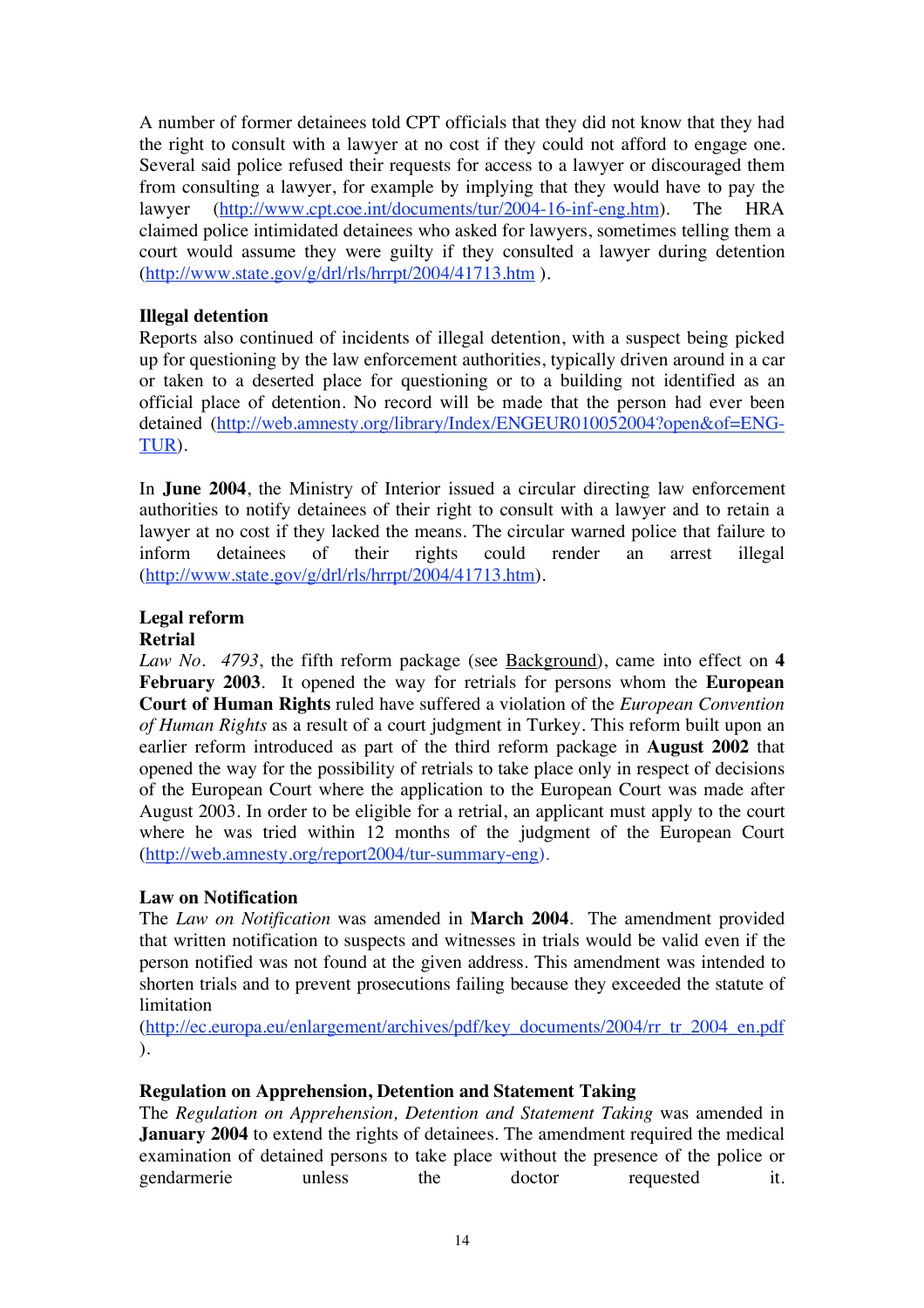A number of former detainees told CPT officials that they did not know that they had the right to consult with a lawyer at no cost if they could not afford to engage one. Several said police refused their requests for access to a lawyer or discouraged them from consulting a lawyer, for example by implying that they would have to pay the lawyer (http://www.cpt.coe.int/documents/tur/2004-16-inf-eng.htm). The HRA claimed police intimidated detainees who asked for lawyers, sometimes telling them a court would assume they were guilty if they consulted a lawyer during detention (http://www.state.gov/g/drl/rls/hrrpt/2004/41713.htm ).

**Illegal detention**

Reports also continued of incidents of illegal detention, with a suspect being picked up for questioning by the law enforcement authorities, typically driven around in a car or taken to a deserted place for questioning or to a building not identified as an official place of detention. No record will be made that the person had ever been detained (http://web.amnesty.org/library/Index/ENGEUR010052004?open&of=ENG-TUR).

In **June 2004**, the Ministry of Interior issued a circular directing law enforcement authorities to notify detainees of their right to consult with a lawyer and to retain a lawyer at no cost if they lacked the means. The circular warned police that failure to inform detainees of their rights could render an arrest illegal (http://www.state.gov/g/drl/rls/hrrpt/2004/41713.htm).

**Legal reform**

**Retrial**

*Law No. 4793*, the fifth reform package (see Background), came into effect on **4 February 2003**. It opened the way for retrials for persons whom the **European Court of Human Rights** ruled have suffered a violation of the *European Convention of Human Rights* as a result of a court judgment in Turkey. This reform built upon an earlier reform introduced as part of the third reform package in **August 2002** that opened the way for the possibility of retrials to take place only in respect of decisions of the European Court where the application to the European Court was made after August 2003. In order to be eligible for a retrial, an applicant must apply to the court where he was tried within 12 months of the judgment of the European Court (http://web.amnesty.org/report2004/tur-summary-eng).

**Law on Notification**

The *Law on Notification* was amended in **March 2004**. The amendment provided that written notification to suspects and witnesses in trials would be valid even if the person notified was not found at the given address. This amendment was intended to shorten trials and to prevent prosecutions failing because they exceeded the statute of limitation (http://ec.europa.eu/enlargement/archives/pdf/key_documents/2004/rr_tr_2004_en.pdf ).

**Regulation on Apprehension, Detention and Statement Taking**

The *Regulation on Apprehension, Detention and Statement Taking* was amended in **January 2004** to extend the rights of detainees. The amendment required the medical examination of detained persons to take place without the presence of the police or gendarmerie unless the doctor requested it.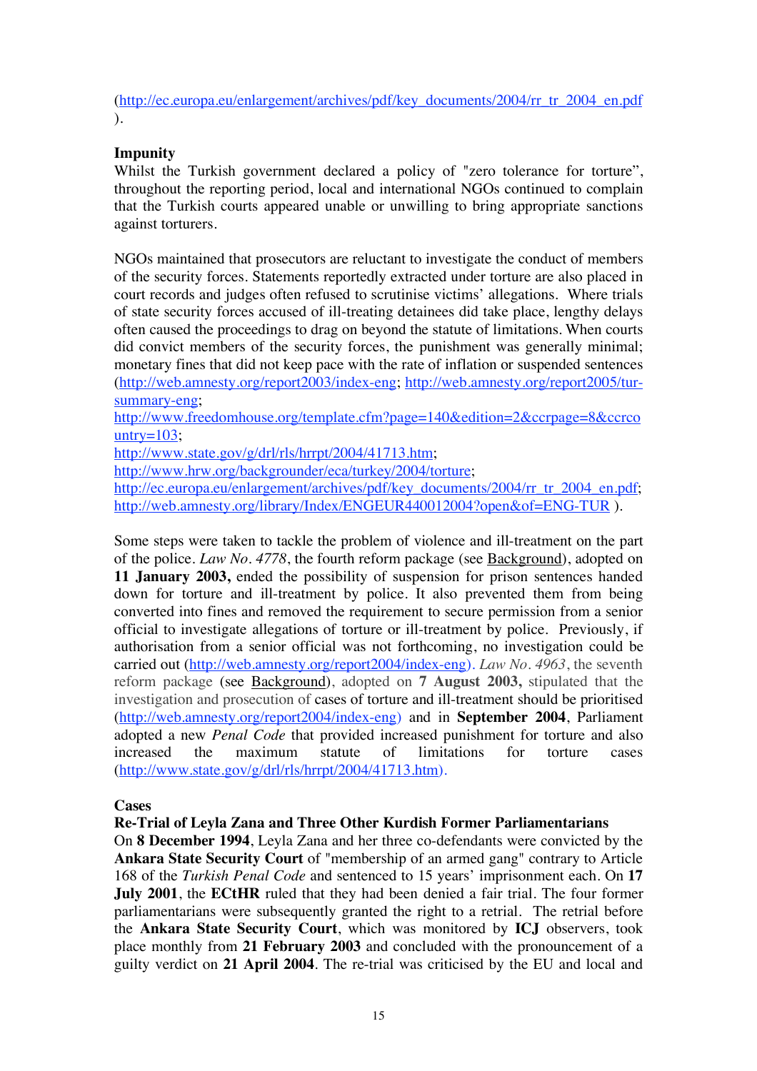(http://ec.europa.eu/enlargement/archives/pdf/key_documents/2004/rr_tr_2004_en.pdf).

**Impunity**

Whilst the Turkish government declared a policy of "zero tolerance for torture", throughout the reporting period, local and international NGOs continued to complain that the Turkish courts appeared unable or unwilling to bring appropriate sanctions against torturers.

NGOs maintained that prosecutors are reluctant to investigate the conduct of members of the security forces. Statements reportedly extracted under torture are also placed in court records and judges often refused to scrutinise victims' allegations. Where trials of state security forces accused of ill-treating detainees did take place, lengthy delays often caused the proceedings to drag on beyond the statute of limitations. When courts did convict members of the security forces, the punishment was generally minimal; monetary fines that did not keep pace with the rate of inflation or suspended sentences (http://web.amnesty.org/report2003/index-eng; http://web.amnesty.org/report2005/tur-summary-eng; http://www.freedomhouse.org/template.cfm?page=140&edition=2&ccrpage=8&ccrcountry=103; http://www.state.gov/g/drl/rls/hrrpt/2004/41713.htm; http://www.hrw.org/backgrounder/eca/turkey/2004/torture; http://ec.europa.eu/enlargement/archives/pdf/key_documents/2004/rr_tr_2004_en.pdf; http://web.amnesty.org/library/Index/ENGEUR440012004?open&of=ENG-TUR ).

Some steps were taken to tackle the problem of violence and ill-treatment on the part of the police. *Law No. 4778*, the fourth reform package (see Background), adopted on **11 January 2003,** ended the possibility of suspension for prison sentences handed down for torture and ill-treatment by police. It also prevented them from being converted into fines and removed the requirement to secure permission from a senior official to investigate allegations of torture or ill-treatment by police. Previously, if authorisation from a senior official was not forthcoming, no investigation could be carried out (http://web.amnesty.org/report2004/index-eng). *Law No. 4963*, the seventh reform package (see Background), adopted on **7 August 2003,** stipulated that the investigation and prosecution of cases of torture and ill-treatment should be prioritised (http://web.amnesty.org/report2004/index-eng) and in **September 2004**, Parliament adopted a new *Penal Code* that provided increased punishment for torture and also increased the maximum statute of limitations for torture cases (http://www.state.gov/g/drl/rls/hrrpt/2004/41713.htm).

**Cases**

**Re-Trial of Leyla Zana and Three Other Kurdish Former Parliamentarians**

On **8 December 1994**, Leyla Zana and her three co-defendants were convicted by the **Ankara State Security Court** of "membership of an armed gang" contrary to Article 168 of the *Turkish Penal Code* and sentenced to 15 years' imprisonment each. On **17 July 2001**, the **ECtHR** ruled that they had been denied a fair trial. The four former parliamentarians were subsequently granted the right to a retrial. The retrial before the **Ankara State Security Court**, which was monitored by **ICJ** observers, took place monthly from **21 February 2003** and concluded with the pronouncement of a guilty verdict on **21 April 2004**. The re-trial was criticised by the EU and local and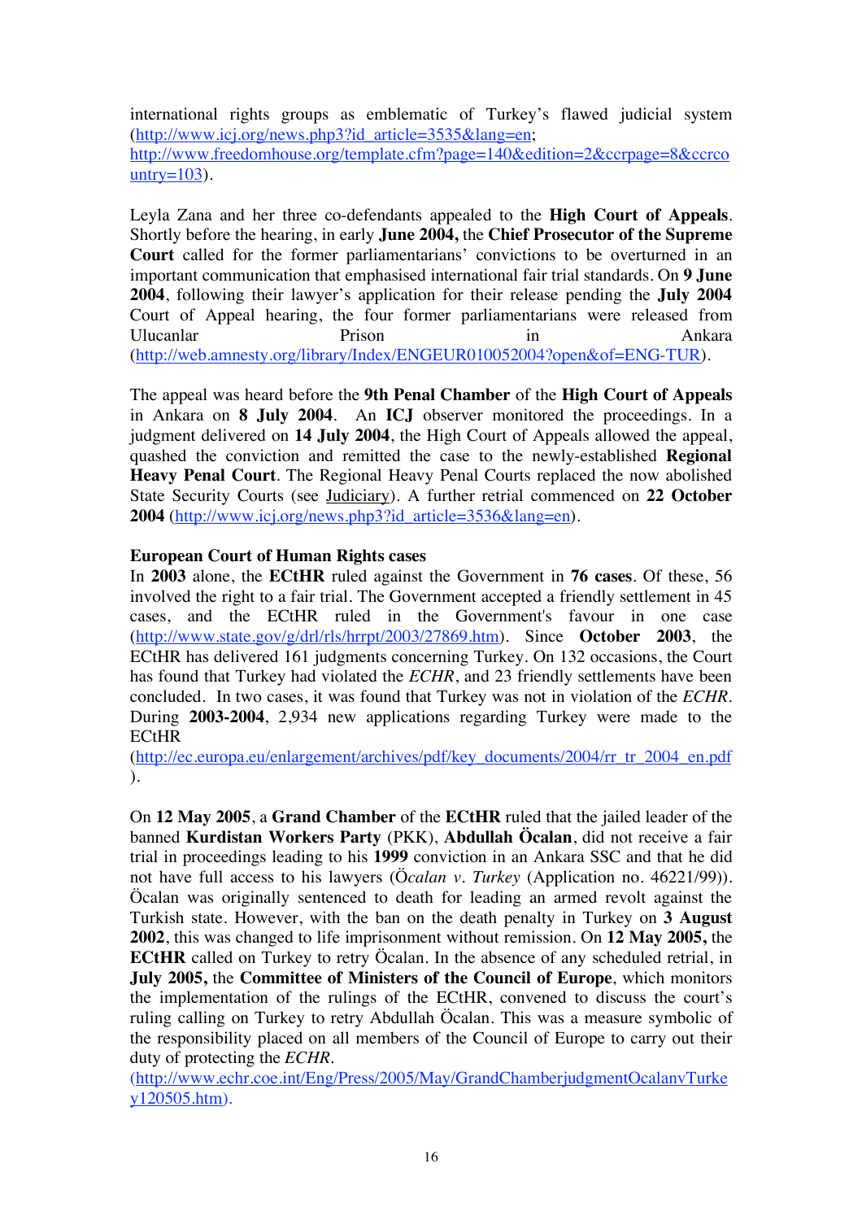international rights groups as emblematic of Turkey's flawed judicial system (http://www.icj.org/news.php3?id_article=3535&lang=en; http://www.freedomhouse.org/template.cfm?page=140&edition=2&ccrpage=8&ccrcountry=103).

Leyla Zana and her three co-defendants appealed to the **High Court of Appeals**. Shortly before the hearing, in early **June 2004,** the **Chief Prosecutor of the Supreme Court** called for the former parliamentarians' convictions to be overturned in an important communication that emphasised international fair trial standards. On **9 June 2004**, following their lawyer's application for their release pending the **July 2004** Court of Appeal hearing, the four former parliamentarians were released from Ulucanlar Prison in Ankara (http://web.amnesty.org/library/Index/ENGEUR010052004?open&of=ENG-TUR).

The appeal was heard before the **9th Penal Chamber** of the **High Court of Appeals** in Ankara on **8 July 2004**. An **ICJ** observer monitored the proceedings. In a judgment delivered on **14 July 2004**, the High Court of Appeals allowed the appeal, quashed the conviction and remitted the case to the newly-established **Regional Heavy Penal Court**. The Regional Heavy Penal Courts replaced the now abolished State Security Courts (see Judiciary). A further retrial commenced on **22 October 2004** (http://www.icj.org/news.php3?id_article=3536&lang=en).

**European Court of Human Rights cases**

In **2003** alone, the **ECtHR** ruled against the Government in **76 cases**. Of these, 56 involved the right to a fair trial. The Government accepted a friendly settlement in 45 cases, and the ECtHR ruled in the Government's favour in one case (http://www.state.gov/g/drl/rls/hrrpt/2003/27869.htm). Since **October 2003**, the ECtHR has delivered 161 judgments concerning Turkey. On 132 occasions, the Court has found that Turkey had violated the *ECHR*, and 23 friendly settlements have been concluded. In two cases, it was found that Turkey was not in violation of the *ECHR*. During **2003-2004**, 2,934 new applications regarding Turkey were made to the ECtHR (http://ec.europa.eu/enlargement/archives/pdf/key_documents/2004/rr_tr_2004_en.pdf).

On **12 May 2005**, a **Grand Chamber** of the **ECtHR** ruled that the jailed leader of the banned **Kurdistan Workers Party** (PKK), **Abdullah Öcalan**, did not receive a fair trial in proceedings leading to his **1999** conviction in an Ankara SSC and that he did not have full access to his lawyers (*Öcalan v. Turkey* (Application no. 46221/99)). Öcalan was originally sentenced to death for leading an armed revolt against the Turkish state. However, with the ban on the death penalty in Turkey on **3 August 2002**, this was changed to life imprisonment without remission. On **12 May 2005**, the **ECtHR** called on Turkey to retry Öcalan. In the absence of any scheduled retrial, in **July 2005,** the **Committee of Ministers of the Council of Europe**, which monitors the implementation of the rulings of the ECtHR, convened to discuss the court's ruling calling on Turkey to retry Abdullah Öcalan. This was a measure symbolic of the responsibility placed on all members of the Council of Europe to carry out their duty of protecting the *ECHR*. (http://www.echr.coe.int/Eng/Press/2005/May/GrandChamberjudgmentOcalanvTurkey120505.htm).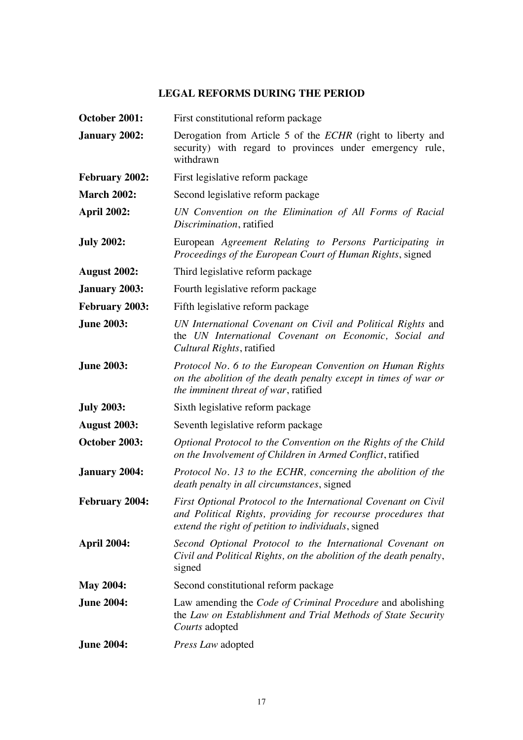## LEGAL REFORMS DURING THE PERIOD

**October 2001:** First constitutional reform package

**January 2002:** Derogation from Article 5 of the *ECHR* (right to liberty and security) with regard to provinces under emergency rule, withdrawn

**February 2002:** First legislative reform package

**March 2002:** Second legislative reform package

**April 2002:** *UN Convention on the Elimination of All Forms of Racial Discrimination*, ratified

**July 2002:** European *Agreement Relating to Persons Participating in Proceedings of the European Court of Human Rights*, signed

**August 2002:** Third legislative reform package

**January 2003:** Fourth legislative reform package

**February 2003:** Fifth legislative reform package

**June 2003:** *UN International Covenant on Civil and Political Rights* and the *UN International Covenant on Economic, Social and Cultural Rights*, ratified

**June 2003:** *Protocol No. 6 to the European Convention on Human Rights on the abolition of the death penalty except in times of war or the imminent threat of war*, ratified

**July 2003:** Sixth legislative reform package

**August 2003:** Seventh legislative reform package

**October 2003:** *Optional Protocol to the Convention on the Rights of the Child on the Involvement of Children in Armed Conflict*, ratified

**January 2004:** *Protocol No. 13 to the ECHR, concerning the abolition of the death penalty in all circumstances*, signed

**February 2004:** *First Optional Protocol to the International Covenant on Civil and Political Rights, providing for recourse procedures that extend the right of petition to individuals*, signed

**April 2004:** *Second Optional Protocol to the International Covenant on Civil and Political Rights, on the abolition of the death penalty*, signed

**May 2004:** Second constitutional reform package

**June 2004:** Law amending the *Code of Criminal Procedure* and abolishing the *Law on Establishment and Trial Methods of State Security Courts* adopted

**June 2004:** *Press Law* adopted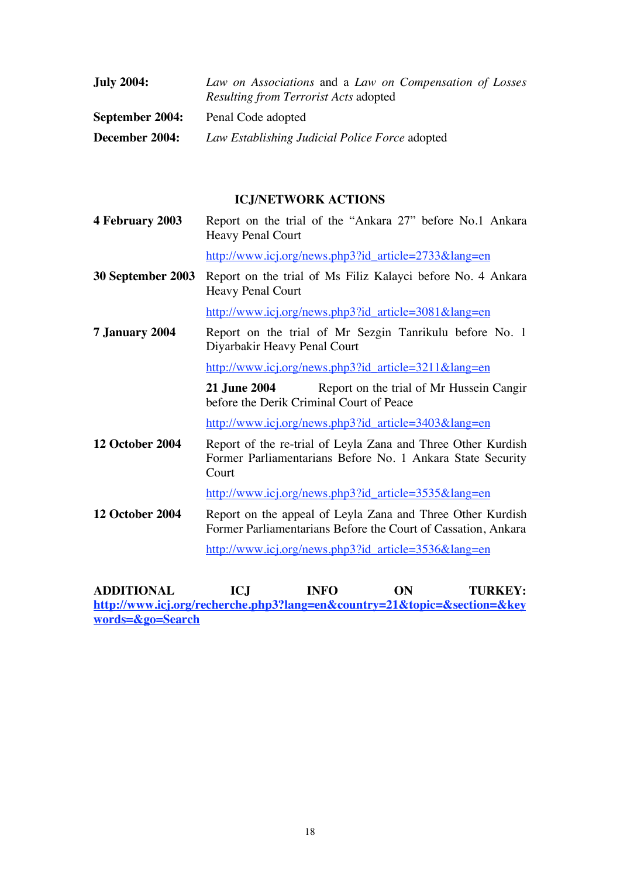**July 2004:** *Law on Associations* and a *Law on Compensation of Losses Resulting from Terrorist Acts* adopted

**September 2004:** Penal Code adopted

**December 2004:** *Law Establishing Judicial Police Force* adopted

## ICJ/NETWORK ACTIONS

**4 February 2003** Report on the trial of the "Ankara 27" before No.1 Ankara Heavy Penal Court

http://www.icj.org/news.php3?id_article=2733&lang=en

**30 September 2003** Report on the trial of Ms Filiz Kalayci before No. 4 Ankara Heavy Penal Court

http://www.icj.org/news.php3?id_article=3081&lang=en

**7 January 2004** Report on the trial of Mr Sezgin Tanrikulu before No. 1 Diyarbakir Heavy Penal Court

http://www.icj.org/news.php3?id_article=3211&lang=en

**21 June 2004** Report on the trial of Mr Hussein Cangir before the Derik Criminal Court of Peace

http://www.icj.org/news.php3?id_article=3403&lang=en

**12 October 2004** Report of the re-trial of Leyla Zana and Three Other Kurdish Former Parliamentarians Before No. 1 Ankara State Security Court

http://www.icj.org/news.php3?id_article=3535&lang=en

**12 October 2004** Report on the appeal of Leyla Zana and Three Other Kurdish Former Parliamentarians Before the Court of Cassation, Ankara

http://www.icj.org/news.php3?id_article=3536&lang=en

**ADDITIONAL ICJ INFO ON TURKEY:** **http://www.icj.org/recherche.php3?lang=en&country=21&topic=&section=&keywords=&go=Search**